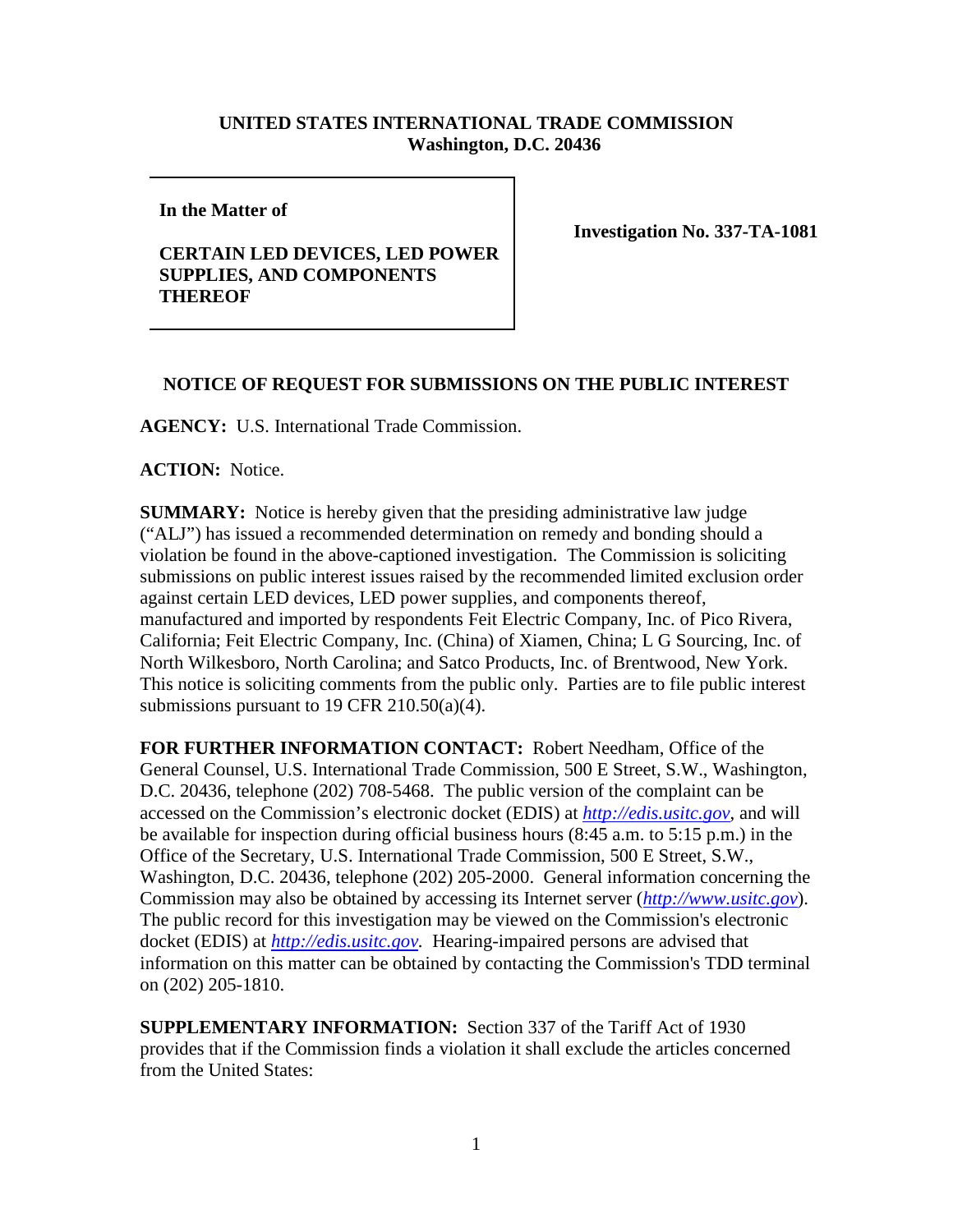**UNITED STATES INTERNATIONAL TRADE COMMISSION**
**Washington, D.C. 20436**

**In the Matter of**

**CERTAIN LED DEVICES, LED POWER SUPPLIES, AND COMPONENTS THEREOF**

**Investigation No. 337-TA-1081**

## NOTICE OF REQUEST FOR SUBMISSIONS ON THE PUBLIC INTEREST

**AGENCY:** U.S. International Trade Commission.

**ACTION:** Notice.

**SUMMARY:** Notice is hereby given that the presiding administrative law judge ("ALJ") has issued a recommended determination on remedy and bonding should a violation be found in the above-captioned investigation. The Commission is soliciting submissions on public interest issues raised by the recommended limited exclusion order against certain LED devices, LED power supplies, and components thereof, manufactured and imported by respondents Feit Electric Company, Inc. of Pico Rivera, California; Feit Electric Company, Inc. (China) of Xiamen, China; L G Sourcing, Inc. of North Wilkesboro, North Carolina; and Satco Products, Inc. of Brentwood, New York. This notice is soliciting comments from the public only. Parties are to file public interest submissions pursuant to 19 CFR 210.50(a)(4).

**FOR FURTHER INFORMATION CONTACT:** Robert Needham, Office of the General Counsel, U.S. International Trade Commission, 500 E Street, S.W., Washington, D.C. 20436, telephone (202) 708-5468. The public version of the complaint can be accessed on the Commission's electronic docket (EDIS) at *http://edis.usitc.gov*, and will be available for inspection during official business hours (8:45 a.m. to 5:15 p.m.) in the Office of the Secretary, U.S. International Trade Commission, 500 E Street, S.W., Washington, D.C. 20436, telephone (202) 205-2000. General information concerning the Commission may also be obtained by accessing its Internet server (*http://www.usitc.gov*). The public record for this investigation may be viewed on the Commission's electronic docket (EDIS) at *http://edis.usitc.gov*. Hearing-impaired persons are advised that information on this matter can be obtained by contacting the Commission's TDD terminal on (202) 205-1810.

**SUPPLEMENTARY INFORMATION:** Section 337 of the Tariff Act of 1930 provides that if the Commission finds a violation it shall exclude the articles concerned from the United States: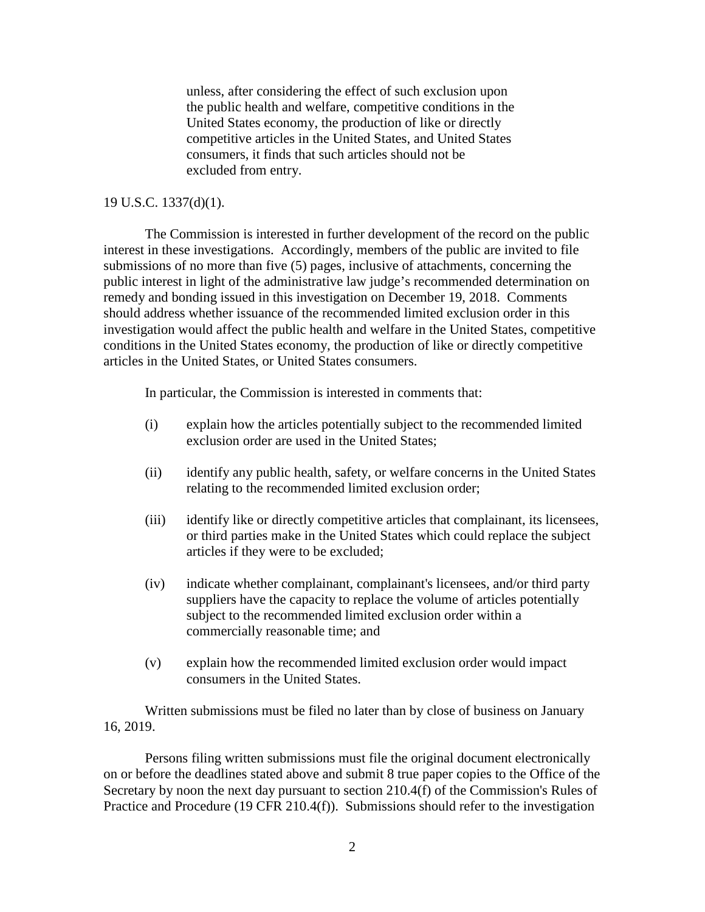> unless, after considering the effect of such exclusion upon the public health and welfare, competitive conditions in the United States economy, the production of like or directly competitive articles in the United States, and United States consumers, it finds that such articles should not be excluded from entry.

19 U.S.C. 1337(d)(1).

The Commission is interested in further development of the record on the public interest in these investigations. Accordingly, members of the public are invited to file submissions of no more than five (5) pages, inclusive of attachments, concerning the public interest in light of the administrative law judge's recommended determination on remedy and bonding issued in this investigation on December 19, 2018. Comments should address whether issuance of the recommended limited exclusion order in this investigation would affect the public health and welfare in the United States, competitive conditions in the United States economy, the production of like or directly competitive articles in the United States, or United States consumers.

In particular, the Commission is interested in comments that:

(i) explain how the articles potentially subject to the recommended limited exclusion order are used in the United States;

(ii) identify any public health, safety, or welfare concerns in the United States relating to the recommended limited exclusion order;

(iii) identify like or directly competitive articles that complainant, its licensees, or third parties make in the United States which could replace the subject articles if they were to be excluded;

(iv) indicate whether complainant, complainant's licensees, and/or third party suppliers have the capacity to replace the volume of articles potentially subject to the recommended limited exclusion order within a commercially reasonable time; and

(v) explain how the recommended limited exclusion order would impact consumers in the United States.

Written submissions must be filed no later than by close of business on January 16, 2019.

Persons filing written submissions must file the original document electronically on or before the deadlines stated above and submit 8 true paper copies to the Office of the Secretary by noon the next day pursuant to section 210.4(f) of the Commission's Rules of Practice and Procedure (19 CFR 210.4(f)). Submissions should refer to the investigation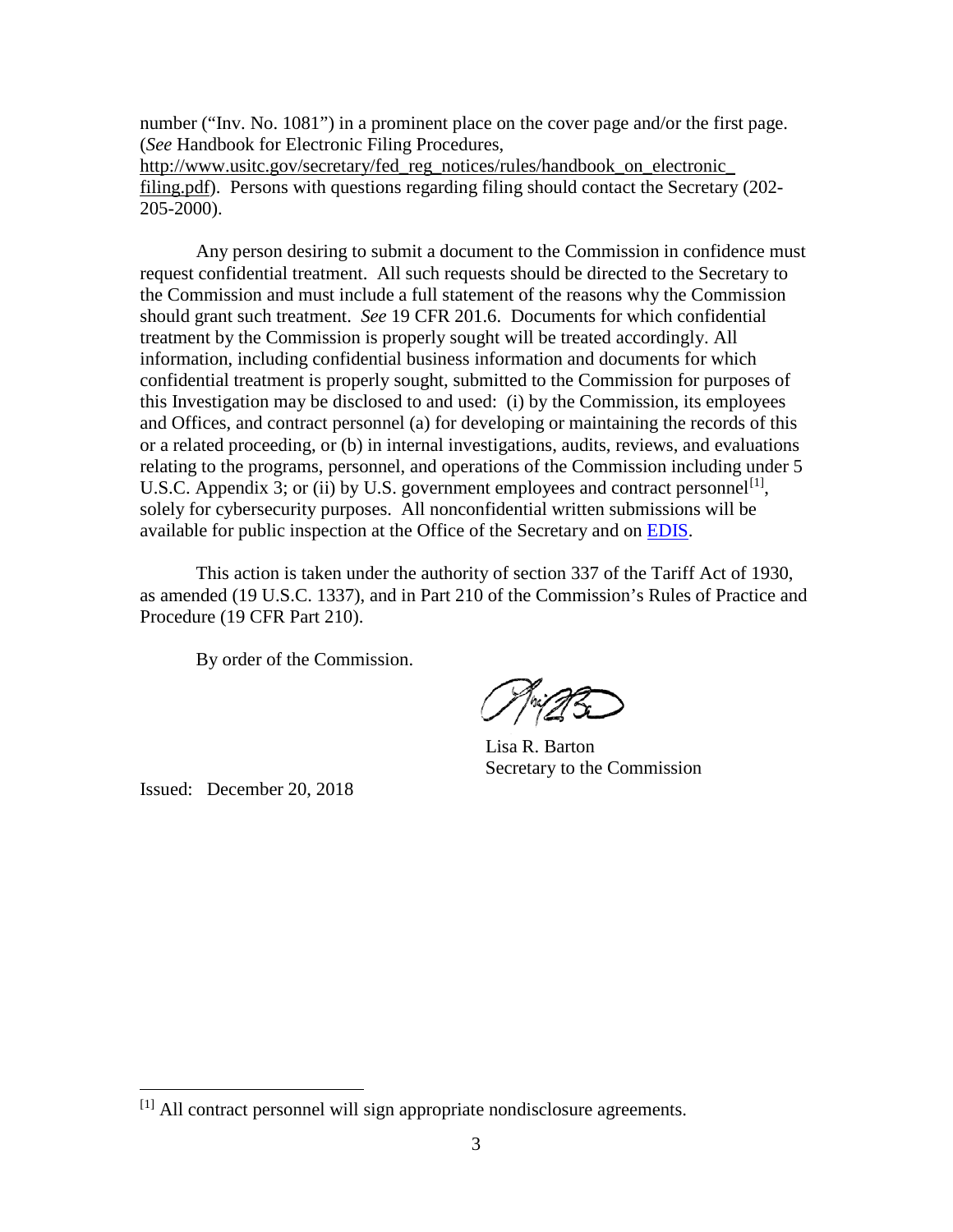number ("Inv. No. 1081") in a prominent place on the cover page and/or the first page. (*See* Handbook for Electronic Filing Procedures, http://www.usitc.gov/secretary/fed_reg_notices/rules/handbook_on_electronic_filing.pdf). Persons with questions regarding filing should contact the Secretary (202-205-2000).

Any person desiring to submit a document to the Commission in confidence must request confidential treatment. All such requests should be directed to the Secretary to the Commission and must include a full statement of the reasons why the Commission should grant such treatment. *See* 19 CFR 201.6. Documents for which confidential treatment by the Commission is properly sought will be treated accordingly. All information, including confidential business information and documents for which confidential treatment is properly sought, submitted to the Commission for purposes of this Investigation may be disclosed to and used: (i) by the Commission, its employees and Offices, and contract personnel (a) for developing or maintaining the records of this or a related proceeding, or (b) in internal investigations, audits, reviews, and evaluations relating to the programs, personnel, and operations of the Commission including under 5 U.S.C. Appendix 3; or (ii) by U.S. government employees and contract personnel[1], solely for cybersecurity purposes. All nonconfidential written submissions will be available for public inspection at the Office of the Secretary and on EDIS.

This action is taken under the authority of section 337 of the Tariff Act of 1930, as amended (19 U.S.C. 1337), and in Part 210 of the Commission's Rules of Practice and Procedure (19 CFR Part 210).

By order of the Commission.

Lisa R. Barton
Secretary to the Commission

Issued: December 20, 2018

[1] All contract personnel will sign appropriate nondisclosure agreements.